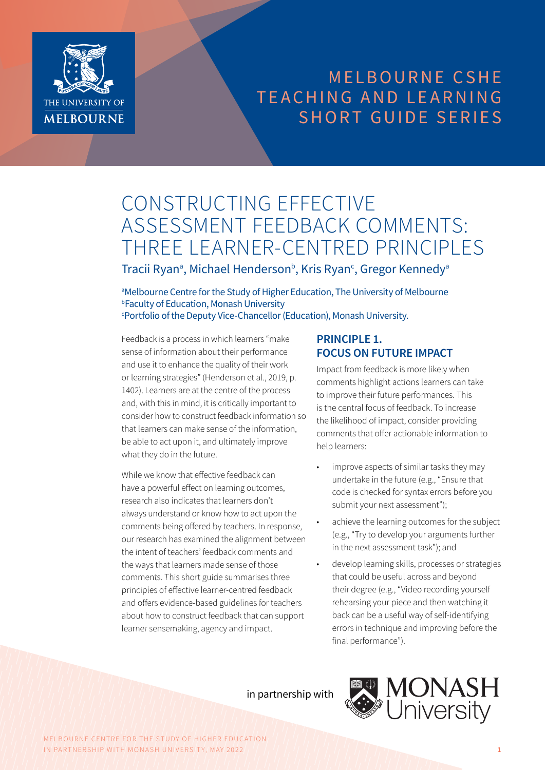MELBOURNE CSHE TEACHING AND LEARNING SHORT GUIDE SERIES

# CONSTRUCTING EFFECTIVE ASSESSMENT FEEDBACK COMMENTS: THREE LEARNER-CENTRED PRINCIPLES

Tracii Ryan[a], Michael Henderson[b], Kris Ryan[c], Gregor Kennedy[a]

[a]Melbourne Centre for the Study of Higher Education, The University of Melbourne
[b]Faculty of Education, Monash University
[c]Portfolio of the Deputy Vice-Chancellor (Education), Monash University.

Feedback is a process in which learners "make sense of information about their performance and use it to enhance the quality of their work or learning strategies" (Henderson et al., 2019, p. 1402). Learners are at the centre of the process and, with this in mind, it is critically important to consider how to construct feedback information so that learners can make sense of the information, be able to act upon it, and ultimately improve what they do in the future.

While we know that effective feedback can have a powerful effect on learning outcomes, research also indicates that learners don't always understand or know how to act upon the comments being offered by teachers. In response, our research has examined the alignment between the intent of teachers' feedback comments and the ways that learners made sense of those comments. This short guide summarises three principles of effective learner-centred feedback and offers evidence-based guidelines for teachers about how to construct feedback that can support learner sensemaking, agency and impact.

## PRINCIPLE 1. FOCUS ON FUTURE IMPACT

Impact from feedback is more likely when comments highlight actions learners can take to improve their future performances. This is the central focus of feedback. To increase the likelihood of impact, consider providing comments that offer actionable information to help learners:

- improve aspects of similar tasks they may undertake in the future (e.g., "Ensure that code is checked for syntax errors before you submit your next assessment");
- achieve the learning outcomes for the subject (e.g., "Try to develop your arguments further in the next assessment task"); and
- develop learning skills, processes or strategies that could be useful across and beyond their degree (e.g., "Video recording yourself rehearsing your piece and then watching it back can be a useful way of self-identifying errors in technique and improving before the final performance").

in partnership with MONASH University

MELBOURNE CENTRE FOR THE STUDY OF HIGHER EDUCATION IN PARTNERSHIP WITH MONASH UNIVERSITY, MAY 2022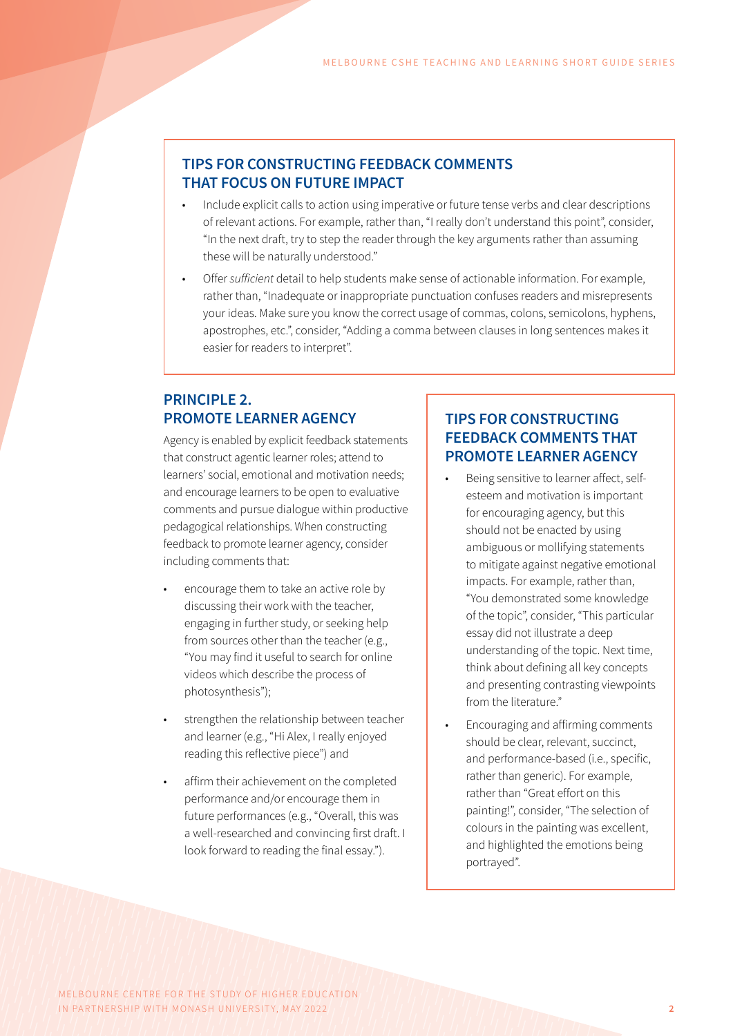## TIPS FOR CONSTRUCTING FEEDBACK COMMENTS THAT FOCUS ON FUTURE IMPACT

- Include explicit calls to action using imperative or future tense verbs and clear descriptions of relevant actions. For example, rather than, "I really don't understand this point", consider, "In the next draft, try to step the reader through the key arguments rather than assuming these will be naturally understood."
- Offer *sufficient* detail to help students make sense of actionable information. For example, rather than, "Inadequate or inappropriate punctuation confuses readers and misrepresents your ideas. Make sure you know the correct usage of commas, colons, semicolons, hyphens, apostrophes, etc.", consider, "Adding a comma between clauses in long sentences makes it easier for readers to interpret".

## PRINCIPLE 2. PROMOTE LEARNER AGENCY

Agency is enabled by explicit feedback statements that construct agentic learner roles; attend to learners' social, emotional and motivation needs; and encourage learners to be open to evaluative comments and pursue dialogue within productive pedagogical relationships. When constructing feedback to promote learner agency, consider including comments that:

- encourage them to take an active role by discussing their work with the teacher, engaging in further study, or seeking help from sources other than the teacher (e.g., "You may find it useful to search for online videos which describe the process of photosynthesis");
- strengthen the relationship between teacher and learner (e.g., "Hi Alex, I really enjoyed reading this reflective piece") and
- affirm their achievement on the completed performance and/or encourage them in future performances (e.g., "Overall, this was a well-researched and convincing first draft. I look forward to reading the final essay.").

## TIPS FOR CONSTRUCTING FEEDBACK COMMENTS THAT PROMOTE LEARNER AGENCY

- Being sensitive to learner affect, self-esteem and motivation is important for encouraging agency, but this should not be enacted by using ambiguous or mollifying statements to mitigate against negative emotional impacts. For example, rather than, "You demonstrated some knowledge of the topic", consider, "This particular essay did not illustrate a deep understanding of the topic. Next time, think about defining all key concepts and presenting contrasting viewpoints from the literature."
- Encouraging and affirming comments should be clear, relevant, succinct, and performance-based (i.e., specific, rather than generic). For example, rather than "Great effort on this painting!", consider, "The selection of colours in the painting was excellent, and highlighted the emotions being portrayed".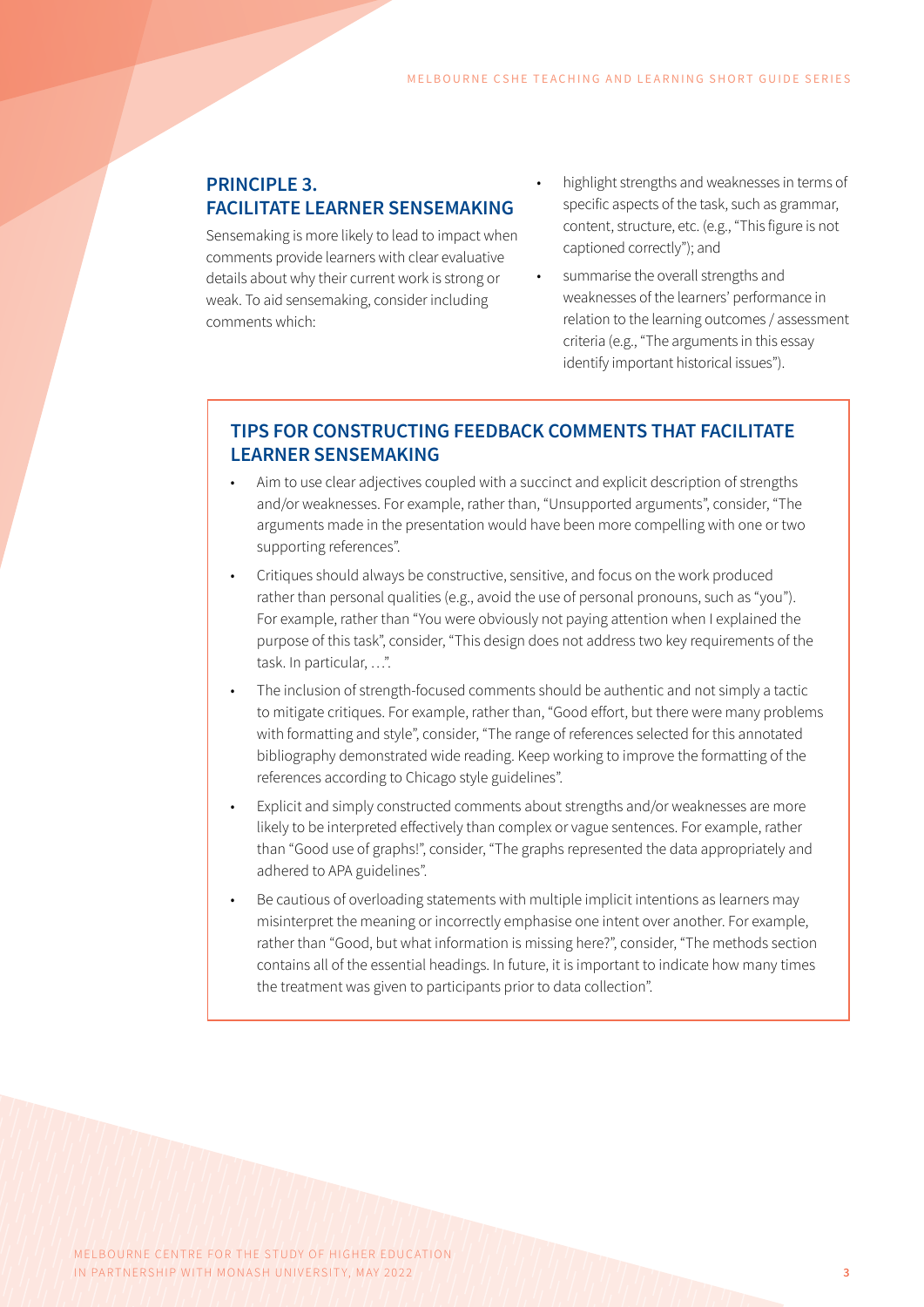## PRINCIPLE 3. FACILITATE LEARNER SENSEMAKING

Sensemaking is more likely to lead to impact when comments provide learners with clear evaluative details about why their current work is strong or weak. To aid sensemaking, consider including comments which:

- highlight strengths and weaknesses in terms of specific aspects of the task, such as grammar, content, structure, etc. (e.g., "This figure is not captioned correctly"); and
- summarise the overall strengths and weaknesses of the learners' performance in relation to the learning outcomes / assessment criteria (e.g., "The arguments in this essay identify important historical issues").

### TIPS FOR CONSTRUCTING FEEDBACK COMMENTS THAT FACILITATE LEARNER SENSEMAKING

- Aim to use clear adjectives coupled with a succinct and explicit description of strengths and/or weaknesses. For example, rather than, "Unsupported arguments", consider, "The arguments made in the presentation would have been more compelling with one or two supporting references".
- Critiques should always be constructive, sensitive, and focus on the work produced rather than personal qualities (e.g., avoid the use of personal pronouns, such as "you"). For example, rather than "You were obviously not paying attention when I explained the purpose of this task", consider, "This design does not address two key requirements of the task. In particular, …".
- The inclusion of strength-focused comments should be authentic and not simply a tactic to mitigate critiques. For example, rather than, "Good effort, but there were many problems with formatting and style", consider, "The range of references selected for this annotated bibliography demonstrated wide reading. Keep working to improve the formatting of the references according to Chicago style guidelines".
- Explicit and simply constructed comments about strengths and/or weaknesses are more likely to be interpreted effectively than complex or vague sentences. For example, rather than "Good use of graphs!", consider, "The graphs represented the data appropriately and adhered to APA guidelines".
- Be cautious of overloading statements with multiple implicit intentions as learners may misinterpret the meaning or incorrectly emphasise one intent over another. For example, rather than "Good, but what information is missing here?", consider, "The methods section contains all of the essential headings. In future, it is important to indicate how many times the treatment was given to participants prior to data collection".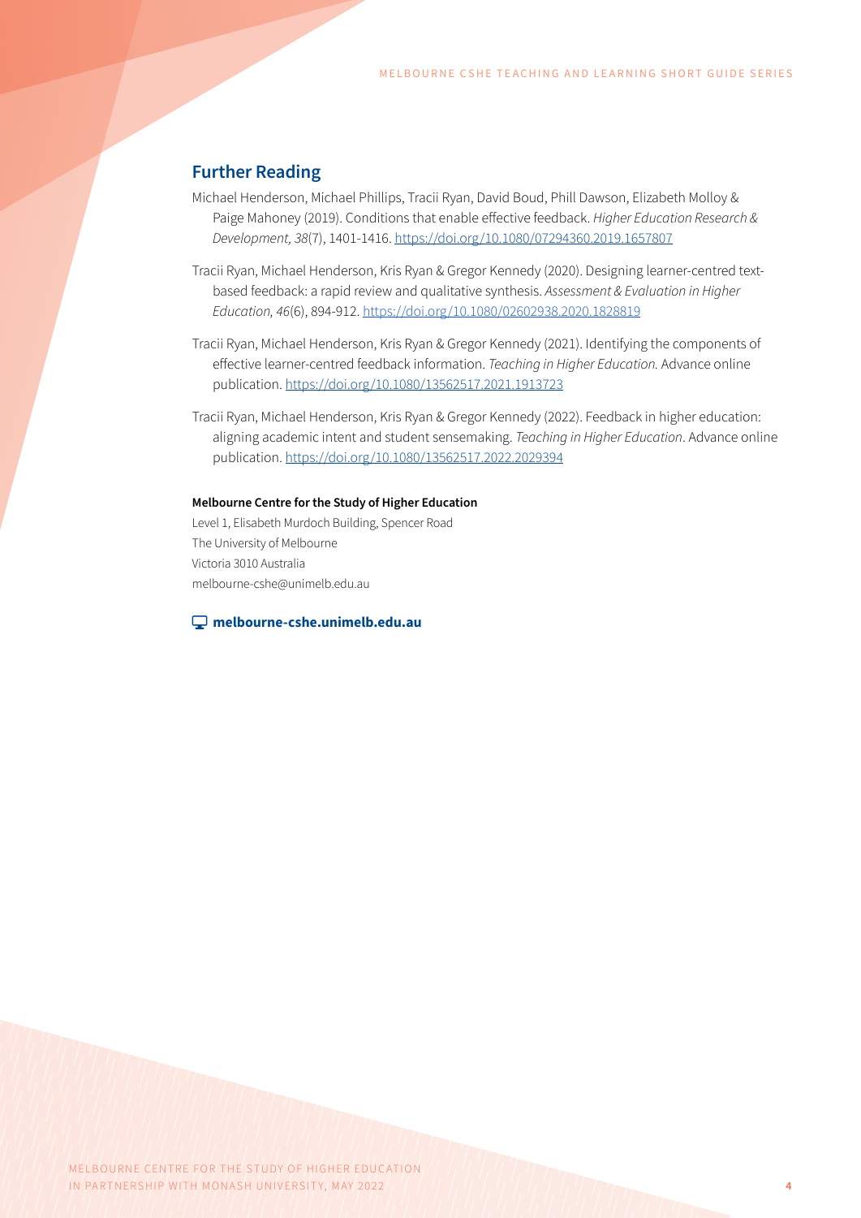## Further Reading

Michael Henderson, Michael Phillips, Tracii Ryan, David Boud, Phill Dawson, Elizabeth Molloy & Paige Mahoney (2019). Conditions that enable effective feedback. *Higher Education Research & Development, 38*(7), 1401-1416. https://doi.org/10.1080/07294360.2019.1657807

Tracii Ryan, Michael Henderson, Kris Ryan & Gregor Kennedy (2020). Designing learner-centred text-based feedback: a rapid review and qualitative synthesis. *Assessment & Evaluation in Higher Education, 46*(6), 894-912. https://doi.org/10.1080/02602938.2020.1828819

Tracii Ryan, Michael Henderson, Kris Ryan & Gregor Kennedy (2021). Identifying the components of effective learner-centred feedback information. *Teaching in Higher Education.* Advance online publication. https://doi.org/10.1080/13562517.2021.1913723

Tracii Ryan, Michael Henderson, Kris Ryan & Gregor Kennedy (2022). Feedback in higher education: aligning academic intent and student sensemaking. *Teaching in Higher Education*. Advance online publication. https://doi.org/10.1080/13562517.2022.2029394

**Melbourne Centre for the Study of Higher Education**
Level 1, Elisabeth Murdoch Building, Spencer Road
The University of Melbourne
Victoria 3010 Australia
melbourne-cshe@unimelb.edu.au

**melbourne-cshe.unimelb.edu.au**

MELBOURNE CENTRE FOR THE STUDY OF HIGHER EDUCATION
IN PARTNERSHIP WITH MONASH UNIVERSITY, MAY 2022